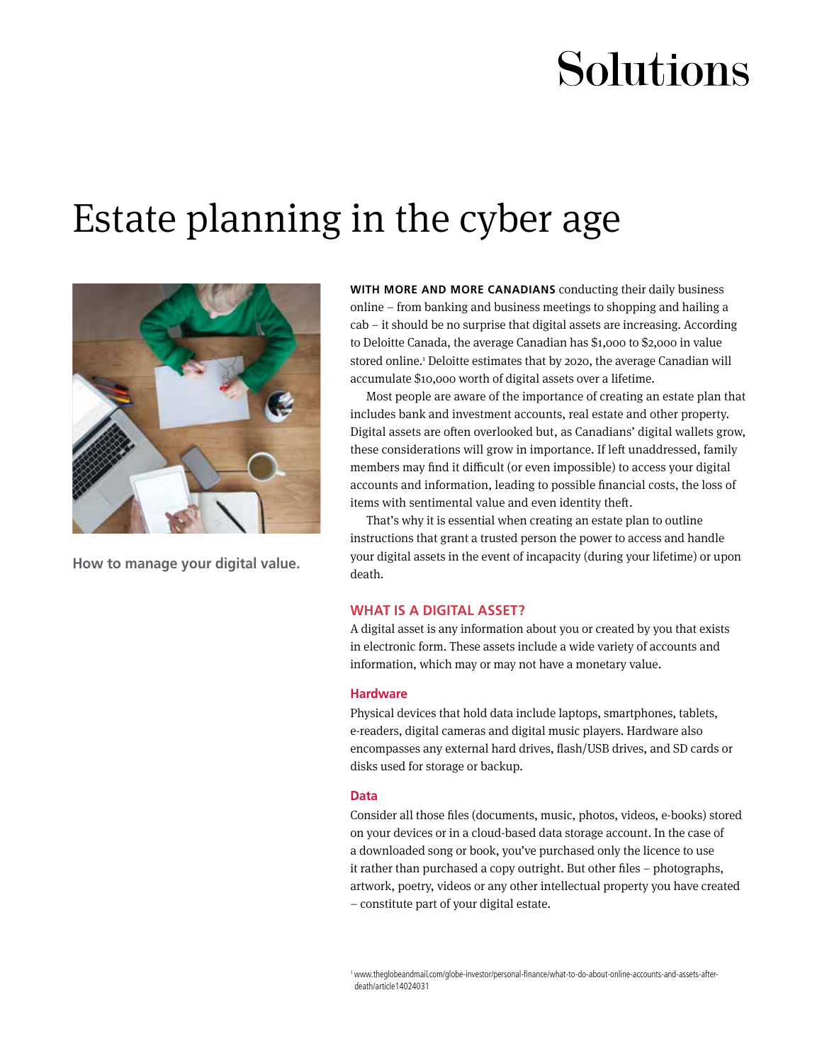# Solutions

## Estate planning in the cyber age

**How to manage your digital value.**

**WITH MORE AND MORE CANADIANS** conducting their daily business online – from banking and business meetings to shopping and hailing a cab – it should be no surprise that digital assets are increasing. According to Deloitte Canada, the average Canadian has $1,000 to $2,000 in value stored online.[1] Deloitte estimates that by 2020, the average Canadian will accumulate $10,000 worth of digital assets over a lifetime.

Most people are aware of the importance of creating an estate plan that includes bank and investment accounts, real estate and other property. Digital assets are often overlooked but, as Canadians' digital wallets grow, these considerations will grow in importance. If left unaddressed, family members may find it difficult (or even impossible) to access your digital accounts and information, leading to possible financial costs, the loss of items with sentimental value and even identity theft.

That's why it is essential when creating an estate plan to outline instructions that grant a trusted person the power to access and handle your digital assets in the event of incapacity (during your lifetime) or upon death.

### WHAT IS A DIGITAL ASSET?

A digital asset is any information about you or created by you that exists in electronic form. These assets include a wide variety of accounts and information, which may or may not have a monetary value.

#### Hardware

Physical devices that hold data include laptops, smartphones, tablets, e-readers, digital cameras and digital music players. Hardware also encompasses any external hard drives, flash/USB drives, and SD cards or disks used for storage or backup.

#### Data

Consider all those files (documents, music, photos, videos, e-books) stored on your devices or in a cloud-based data storage account. In the case of a downloaded song or book, you've purchased only the licence to use it rather than purchased a copy outright. But other files – photographs, artwork, poetry, videos or any other intellectual property you have created – constitute part of your digital estate.

[1] www.theglobeandmail.com/globe-investor/personal-finance/what-to-do-about-online-accounts-and-assets-after-death/article14024031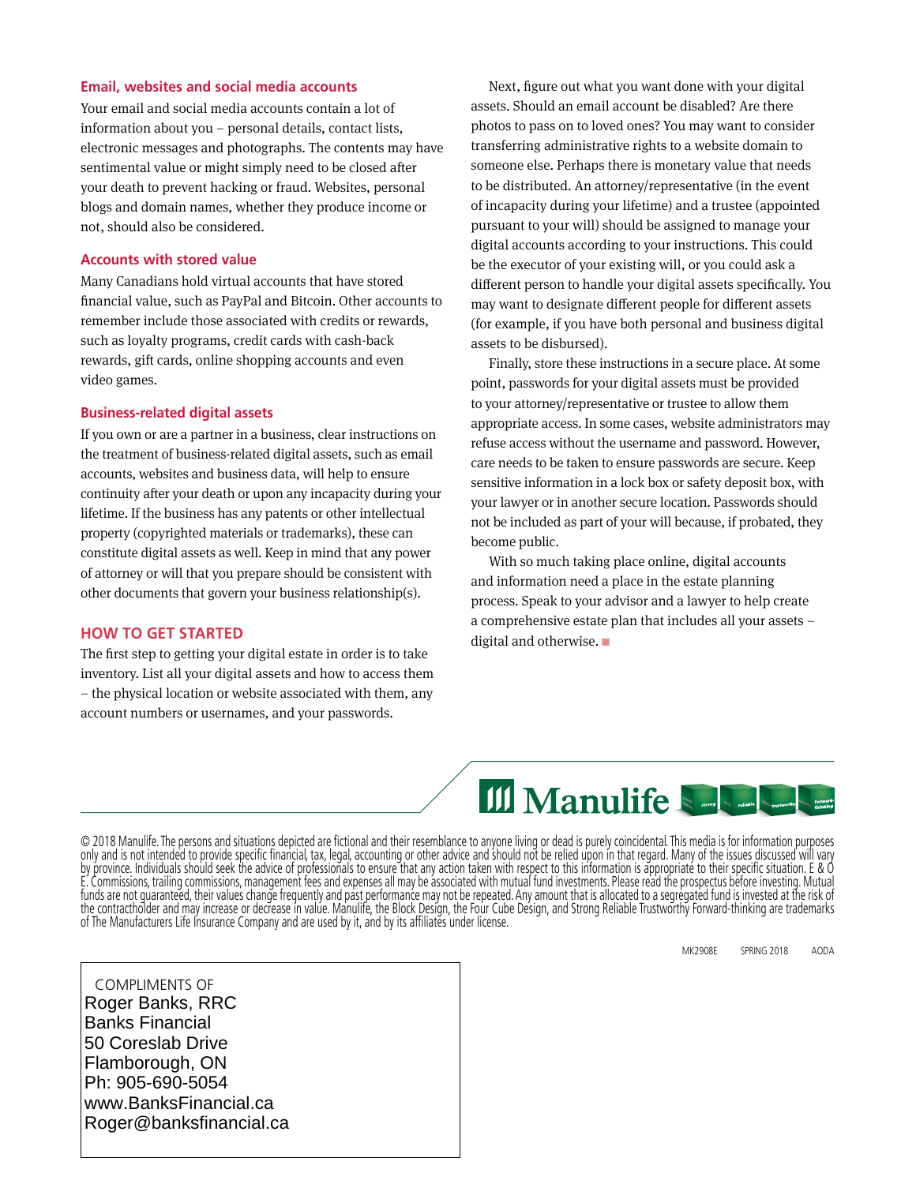### Email, websites and social media accounts

Your email and social media accounts contain a lot of information about you – personal details, contact lists, electronic messages and photographs. The contents may have sentimental value or might simply need to be closed after your death to prevent hacking or fraud. Websites, personal blogs and domain names, whether they produce income or not, should also be considered.

### Accounts with stored value

Many Canadians hold virtual accounts that have stored financial value, such as PayPal and Bitcoin. Other accounts to remember include those associated with credits or rewards, such as loyalty programs, credit cards with cash-back rewards, gift cards, online shopping accounts and even video games.

### Business-related digital assets

If you own or are a partner in a business, clear instructions on the treatment of business-related digital assets, such as email accounts, websites and business data, will help to ensure continuity after your death or upon any incapacity during your lifetime. If the business has any patents or other intellectual property (copyrighted materials or trademarks), these can constitute digital assets as well. Keep in mind that any power of attorney or will that you prepare should be consistent with other documents that govern your business relationship(s).

## HOW TO GET STARTED

The first step to getting your digital estate in order is to take inventory. List all your digital assets and how to access them – the physical location or website associated with them, any account numbers or usernames, and your passwords.

Next, figure out what you want done with your digital assets. Should an email account be disabled? Are there photos to pass on to loved ones? You may want to consider transferring administrative rights to a website domain to someone else. Perhaps there is monetary value that needs to be distributed. An attorney/representative (in the event of incapacity during your lifetime) and a trustee (appointed pursuant to your will) should be assigned to manage your digital accounts according to your instructions. This could be the executor of your existing will, or you could ask a different person to handle your digital assets specifically. You may want to designate different people for different assets (for example, if you have both personal and business digital assets to be disbursed).

Finally, store these instructions in a secure place. At some point, passwords for your digital assets must be provided to your attorney/representative or trustee to allow them appropriate access. In some cases, website administrators may refuse access without the username and password. However, care needs to be taken to ensure passwords are secure. Keep sensitive information in a lock box or safety deposit box, with your lawyer or in another secure location. Passwords should not be included as part of your will because, if probated, they become public.

With so much taking place online, digital accounts and information need a place in the estate planning process. Speak to your advisor and a lawyer to help create a comprehensive estate plan that includes all your assets – digital and otherwise. ■

Manulife

© 2018 Manulife. The persons and situations depicted are fictional and their resemblance to anyone living or dead is purely coincidental. This media is for information purposes only and is not intended to provide specific financial, tax, legal, accounting or other advice and should not be relied upon in that regard. Many of the issues discussed will vary by province. Individuals should seek the advice of professionals to ensure that any action taken with respect to this information is appropriate to their specific situation. E & O E. Commissions, trailing commissions, management fees and expenses all may be associated with mutual fund investments. Please read the prospectus before investing. Mutual funds are not guaranteed, their values change frequently and past performance may not be repeated. Any amount that is allocated to a segregated fund is invested at the risk of the contractholder and may increase or decrease in value. Manulife, the Block Design, the Four Cube Design, and Strong Reliable Trustworthy Forward-thinking are trademarks of The Manufacturers Life Insurance Company and are used by it, and by its affiliates under license.

MK2908E SPRING 2018 AODA

COMPLIMENTS OF
Roger Banks, RRC
Banks Financial
50 Coreslab Drive
Flamborough, ON
Ph: 905-690-5054
www.BanksFinancial.ca
Roger@banksfinancial.ca